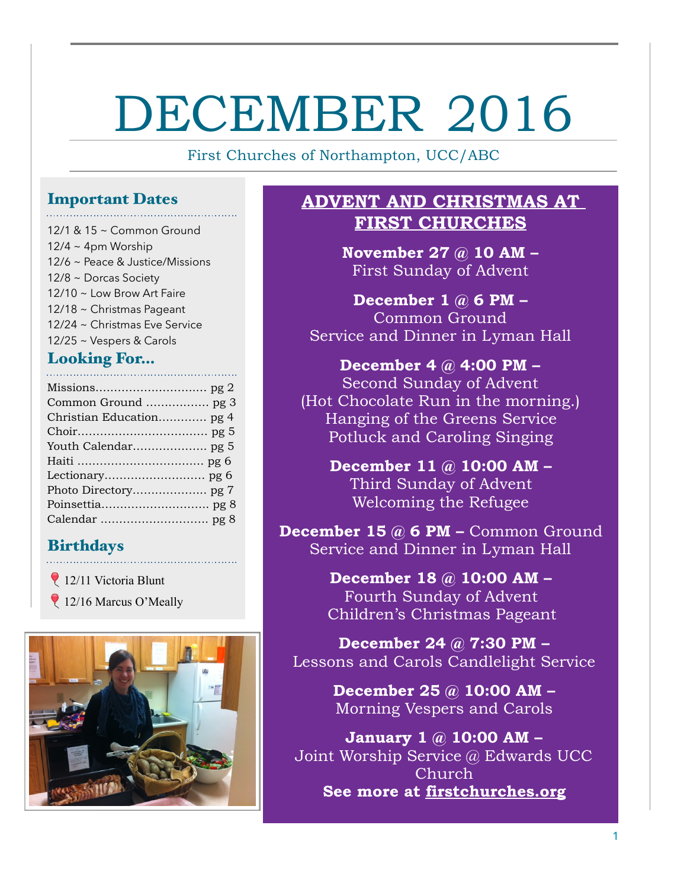# DECEMBER 2016

First Churches of Northampton, UCC/ABC

## Important Dates

12/1 & 15 ~ Common Ground
12/4 ~ 4pm Worship
12/6 ~ Peace & Justice/Missions
12/8 ~ Dorcas Society
12/10 ~ Low Brow Art Faire
12/18 ~ Christmas Pageant
12/24 ~ Christmas Eve Service
12/25 ~ Vespers & Carols

## Looking For...

Missions.............................. pg 2
Common Ground ................. pg 3
Christian Education............. pg 4
Choir.................................. pg 5
Youth Calendar.................... pg 5
Haiti .................................. pg 6
Lectionary........................... pg 6
Photo Directory.................... pg 7
Poinsettia............................. pg 8
Calendar ............................. pg 8

## Birthdays

- 12/11 Victoria Blunt
- 12/16 Marcus O'Meally

## ADVENT AND CHRISTMAS AT FIRST CHURCHES

**November 27 @ 10 AM –**
First Sunday of Advent

**December 1 @ 6 PM –**
Common Ground
Service and Dinner in Lyman Hall

**December 4 @ 4:00 PM –**
Second Sunday of Advent
(Hot Chocolate Run in the morning.)
Hanging of the Greens Service
Potluck and Caroling Singing

**December 11 @ 10:00 AM –**
Third Sunday of Advent
Welcoming the Refugee

**December 15 @ 6 PM –** Common Ground
Service and Dinner in Lyman Hall

**December 18 @ 10:00 AM –**
Fourth Sunday of Advent
Children's Christmas Pageant

**December 24 @ 7:30 PM –**
Lessons and Carols Candlelight Service

**December 25 @ 10:00 AM –**
Morning Vespers and Carols

**January 1 @ 10:00 AM –**
Joint Worship Service @ Edwards UCC Church

**See more at firstchurches.org**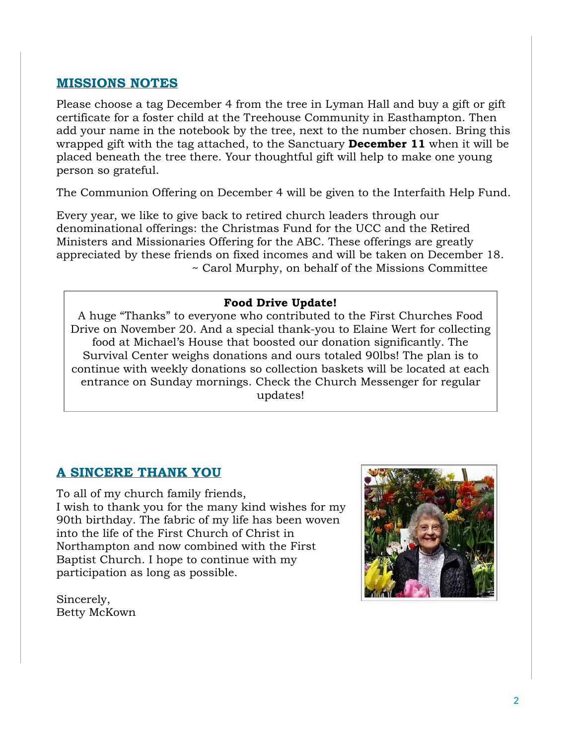## MISSIONS NOTES

Please choose a tag December 4 from the tree in Lyman Hall and buy a gift or gift certificate for a foster child at the Treehouse Community in Easthampton. Then add your name in the notebook by the tree, next to the number chosen. Bring this wrapped gift with the tag attached, to the Sanctuary **December 11** when it will be placed beneath the tree there. Your thoughtful gift will help to make one young person so grateful.

The Communion Offering on December 4 will be given to the Interfaith Help Fund.

Every year, we like to give back to retired church leaders through our denominational offerings: the Christmas Fund for the UCC and the Retired Ministers and Missionaries Offering for the ABC. These offerings are greatly appreciated by these friends on fixed incomes and will be taken on December 18.

~ Carol Murphy, on behalf of the Missions Committee

**Food Drive Update!**

A huge "Thanks" to everyone who contributed to the First Churches Food Drive on November 20. And a special thank-you to Elaine Wert for collecting food at Michael's House that boosted our donation significantly. The Survival Center weighs donations and ours totaled 90lbs! The plan is to continue with weekly donations so collection baskets will be located at each entrance on Sunday mornings. Check the Church Messenger for regular updates!

## A SINCERE THANK YOU

To all of my church family friends,
I wish to thank you for the many kind wishes for my 90th birthday. The fabric of my life has been woven into the life of the First Church of Christ in Northampton and now combined with the First Baptist Church. I hope to continue with my participation as long as possible.

Sincerely,
Betty McKown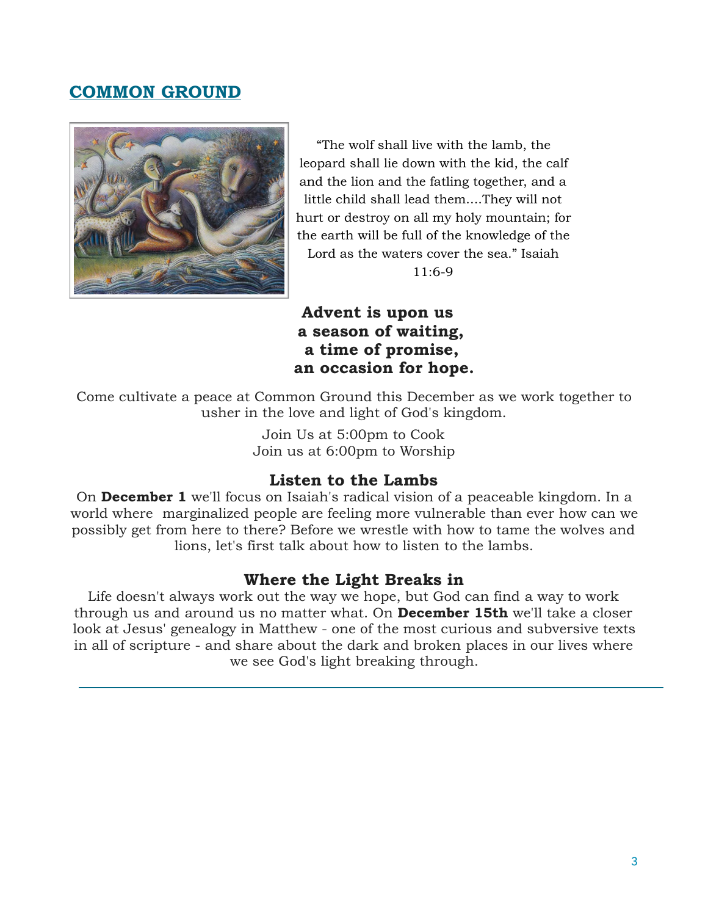## COMMON GROUND

"The wolf shall live with the lamb, the leopard shall lie down with the kid, the calf and the lion and the fatling together, and a little child shall lead them....They will not hurt or destroy on all my holy mountain; for the earth will be full of the knowledge of the Lord as the waters cover the sea." Isaiah 11:6-9

**Advent is upon us**
**a season of waiting,**
**a time of promise,**
**an occasion for hope.**

Come cultivate a peace at Common Ground this December as we work together to usher in the love and light of God's kingdom.

Join Us at 5:00pm to Cook
Join us at 6:00pm to Worship

### Listen to the Lambs

On **December 1** we'll focus on Isaiah's radical vision of a peaceable kingdom. In a world where marginalized people are feeling more vulnerable than ever how can we possibly get from here to there? Before we wrestle with how to tame the wolves and lions, let's first talk about how to listen to the lambs.

### Where the Light Breaks in

Life doesn't always work out the way we hope, but God can find a way to work through us and around us no matter what. On **December 15th** we'll take a closer look at Jesus' genealogy in Matthew - one of the most curious and subversive texts in all of scripture - and share about the dark and broken places in our lives where we see God's light breaking through.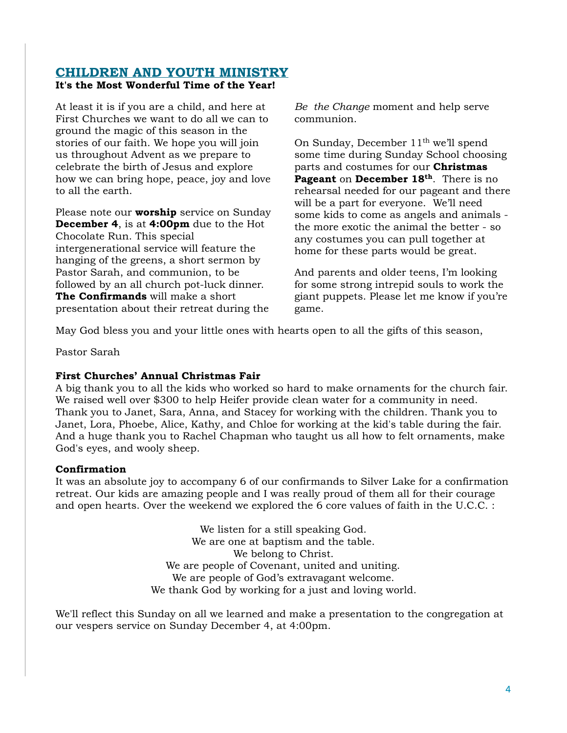## CHILDREN AND YOUTH MINISTRY

**It's the Most Wonderful Time of the Year!**

At least it is if you are a child, and here at First Churches we want to do all we can to ground the magic of this season in the stories of our faith. We hope you will join us throughout Advent as we prepare to celebrate the birth of Jesus and explore how we can bring hope, peace, joy and love to all the earth.

Please note our **worship** service on Sunday **December 4**, is at **4:00pm** due to the Hot Chocolate Run. This special intergenerational service will feature the hanging of the greens, a short sermon by Pastor Sarah, and communion, to be followed by an all church pot-luck dinner. **The Confirmands** will make a short presentation about their retreat during the *Be the Change* moment and help serve communion.

On Sunday, December 11th we'll spend some time during Sunday School choosing parts and costumes for our **Christmas Pageant** on **December 18th**. There is no rehearsal needed for our pageant and there will be a part for everyone. We'll need some kids to come as angels and animals - the more exotic the animal the better - so any costumes you can pull together at home for these parts would be great.

And parents and older teens, I'm looking for some strong intrepid souls to work the giant puppets. Please let me know if you're game.

May God bless you and your little ones with hearts open to all the gifts of this season,

Pastor Sarah

**First Churches' Annual Christmas Fair**

A big thank you to all the kids who worked so hard to make ornaments for the church fair. We raised well over $300 to help Heifer provide clean water for a community in need. Thank you to Janet, Sara, Anna, and Stacey for working with the children. Thank you to Janet, Lora, Phoebe, Alice, Kathy, and Chloe for working at the kid's table during the fair. And a huge thank you to Rachel Chapman who taught us all how to felt ornaments, make God's eyes, and wooly sheep.

**Confirmation**

It was an absolute joy to accompany 6 of our confirmands to Silver Lake for a confirmation retreat. Our kids are amazing people and I was really proud of them all for their courage and open hearts. Over the weekend we explored the 6 core values of faith in the U.C.C. :

We listen for a still speaking God.
We are one at baptism and the table.
We belong to Christ.
We are people of Covenant, united and uniting.
We are people of God's extravagant welcome.
We thank God by working for a just and loving world.

We'll reflect this Sunday on all we learned and make a presentation to the congregation at our vespers service on Sunday December 4, at 4:00pm.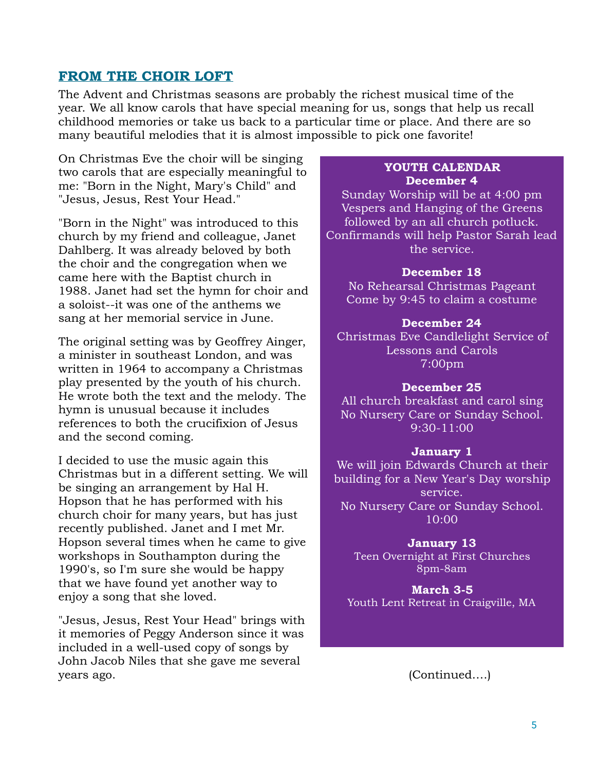## FROM THE CHOIR LOFT

The Advent and Christmas seasons are probably the richest musical time of the year. We all know carols that have special meaning for us, songs that help us recall childhood memories or take us back to a particular time or place. And there are so many beautiful melodies that it is almost impossible to pick one favorite!

On Christmas Eve the choir will be singing two carols that are especially meaningful to me: "Born in the Night, Mary's Child" and "Jesus, Jesus, Rest Your Head."

"Born in the Night" was introduced to this church by my friend and colleague, Janet Dahlberg. It was already beloved by both the choir and the congregation when we came here with the Baptist church in 1988. Janet had set the hymn for choir and a soloist--it was one of the anthems we sang at her memorial service in June.

The original setting was by Geoffrey Ainger, a minister in southeast London, and was written in 1964 to accompany a Christmas play presented by the youth of his church. He wrote both the text and the melody. The hymn is unusual because it includes references to both the crucifixion of Jesus and the second coming.

I decided to use the music again this Christmas but in a different setting. We will be singing an arrangement by Hal H. Hopson that he has performed with his church choir for many years, but has just recently published. Janet and I met Mr. Hopson several times when he came to give workshops in Southampton during the 1990's, so I'm sure she would be happy that we have found yet another way to enjoy a song that she loved.

"Jesus, Jesus, Rest Your Head" brings with it memories of Peggy Anderson since it was included in a well-used copy of songs by John Jacob Niles that she gave me several years ago.

(Continued….)

**YOUTH CALENDAR**

**December 4**
Sunday Worship will be at 4:00 pm
Vespers and Hanging of the Greens followed by an all church potluck. Confirmands will help Pastor Sarah lead the service.

**December 18**
No Rehearsal Christmas Pageant
Come by 9:45 to claim a costume

**December 24**
Christmas Eve Candlelight Service of Lessons and Carols
7:00pm

**December 25**
All church breakfast and carol sing
No Nursery Care or Sunday School.
9:30-11:00

**January 1**
We will join Edwards Church at their building for a New Year's Day worship service.
No Nursery Care or Sunday School.
10:00

**January 13**
Teen Overnight at First Churches
8pm-8am

**March 3-5**
Youth Lent Retreat in Craigville, MA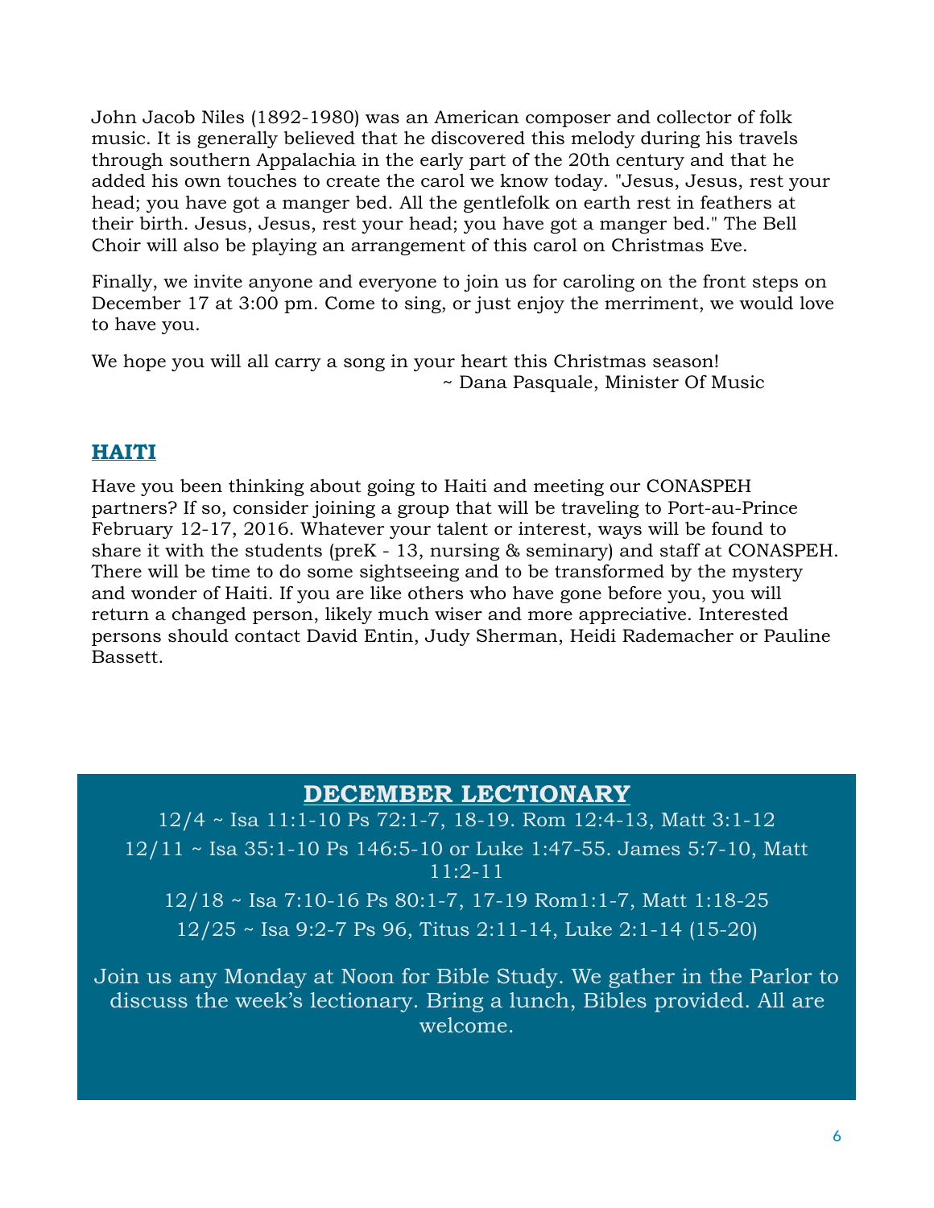John Jacob Niles (1892-1980) was an American composer and collector of folk music. It is generally believed that he discovered this melody during his travels through southern Appalachia in the early part of the 20th century and that he added his own touches to create the carol we know today. "Jesus, Jesus, rest your head; you have got a manger bed. All the gentlefolk on earth rest in feathers at their birth. Jesus, Jesus, rest your head; you have got a manger bed." The Bell Choir will also be playing an arrangement of this carol on Christmas Eve.

Finally, we invite anyone and everyone to join us for caroling on the front steps on December 17 at 3:00 pm. Come to sing, or just enjoy the merriment, we would love to have you.

We hope you will all carry a song in your heart this Christmas season!

~ Dana Pasquale, Minister Of Music

## HAITI

Have you been thinking about going to Haiti and meeting our CONASPEH partners? If so, consider joining a group that will be traveling to Port-au-Prince February 12-17, 2016. Whatever your talent or interest, ways will be found to share it with the students (preK - 13, nursing & seminary) and staff at CONASPEH. There will be time to do some sightseeing and to be transformed by the mystery and wonder of Haiti. If you are like others who have gone before you, you will return a changed person, likely much wiser and more appreciative. Interested persons should contact David Entin, Judy Sherman, Heidi Rademacher or Pauline Bassett.

## DECEMBER LECTIONARY

12/4 ~ Isa 11:1-10 Ps 72:1-7, 18-19. Rom 12:4-13, Matt 3:1-12

12/11 ~ Isa 35:1-10 Ps 146:5-10 or Luke 1:47-55. James 5:7-10, Matt 11:2-11

12/18 ~ Isa 7:10-16 Ps 80:1-7, 17-19 Rom1:1-7, Matt 1:18-25

12/25 ~ Isa 9:2-7 Ps 96, Titus 2:11-14, Luke 2:1-14 (15-20)

Join us any Monday at Noon for Bible Study. We gather in the Parlor to discuss the week's lectionary. Bring a lunch, Bibles provided. All are welcome.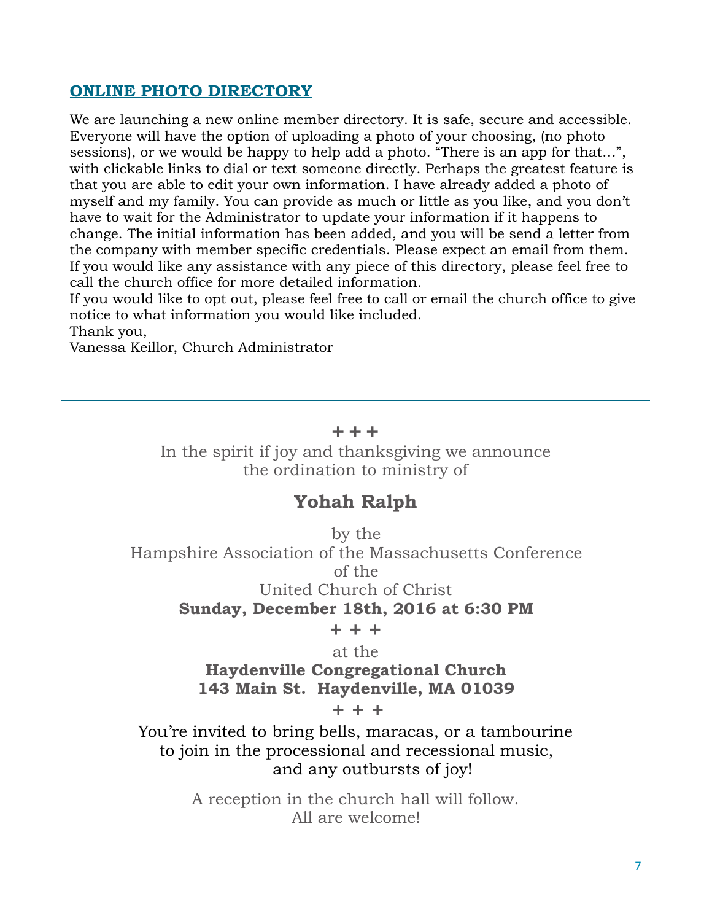## ONLINE PHOTO DIRECTORY

We are launching a new online member directory. It is safe, secure and accessible. Everyone will have the option of uploading a photo of your choosing, (no photo sessions), or we would be happy to help add a photo. "There is an app for that…", with clickable links to dial or text someone directly. Perhaps the greatest feature is that you are able to edit your own information. I have already added a photo of myself and my family. You can provide as much or little as you like, and you don't have to wait for the Administrator to update your information if it happens to change. The initial information has been added, and you will be send a letter from the company with member specific credentials. Please expect an email from them. If you would like any assistance with any piece of this directory, please feel free to call the church office for more detailed information.

If you would like to opt out, please feel free to call or email the church office to give notice to what information you would like included.

Thank you,

Vanessa Keillor, Church Administrator

---

**+ + +**

In the spirit if joy and thanksgiving we announce
the ordination to ministry of

**Yohah Ralph**

by the
Hampshire Association of the Massachusetts Conference
of the
United Church of Christ

**Sunday, December 18th, 2016 at 6:30 PM**

**+ + +**

at the

**Haydenville Congregational Church**
**143 Main St. Haydenville, MA 01039**

**+ + +**

You're invited to bring bells, maracas, or a tambourine
to join in the processional and recessional music,
and any outbursts of joy!

A reception in the church hall will follow.
All are welcome!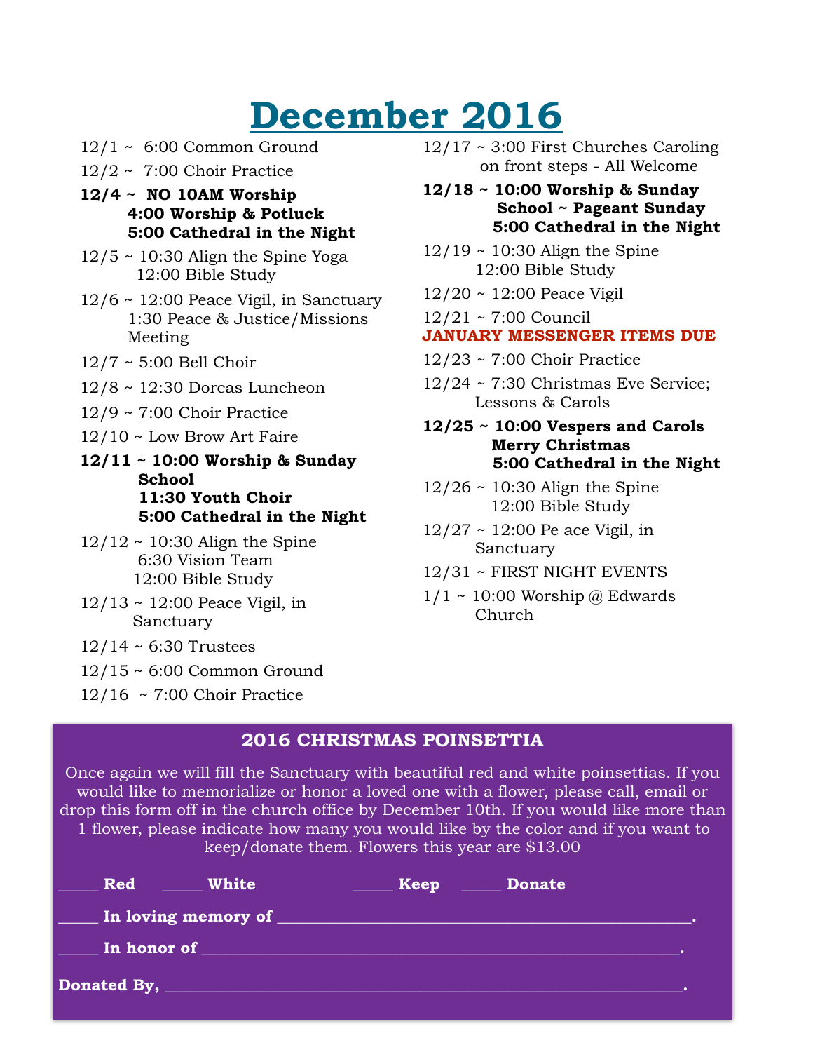# December 2016

12/1 ~ 6:00 Common Ground

12/2 ~ 7:00 Choir Practice

**12/4 ~ NO 10AM Worship**
**4:00 Worship & Potluck**
**5:00 Cathedral in the Night**

12/5 ~ 10:30 Align the Spine Yoga
12:00 Bible Study

12/6 ~ 12:00 Peace Vigil, in Sanctuary
1:30 Peace & Justice/Missions Meeting

12/7 ~ 5:00 Bell Choir

12/8 ~ 12:30 Dorcas Luncheon

12/9 ~ 7:00 Choir Practice

12/10 ~ Low Brow Art Faire

**12/11 ~ 10:00 Worship & Sunday School**
**11:30 Youth Choir**
**5:00 Cathedral in the Night**

12/12 ~ 10:30 Align the Spine
6:30 Vision Team
12:00 Bible Study

12/13 ~ 12:00 Peace Vigil, in Sanctuary

12/14 ~ 6:30 Trustees

12/15 ~ 6:00 Common Ground

12/16 ~ 7:00 Choir Practice

12/17 ~ 3:00 First Churches Caroling on front steps - All Welcome

**12/18 ~ 10:00 Worship & Sunday School ~ Pageant Sunday**
**5:00 Cathedral in the Night**

12/19 ~ 10:30 Align the Spine
12:00 Bible Study

12/20 ~ 12:00 Peace Vigil

12/21 ~ 7:00 Council

**JANUARY MESSENGER ITEMS DUE**

12/23 ~ 7:00 Choir Practice

12/24 ~ 7:30 Christmas Eve Service; Lessons & Carols

**12/25 ~ 10:00 Vespers and Carols**
**Merry Christmas**
**5:00 Cathedral in the Night**

12/26 ~ 10:30 Align the Spine
12:00 Bible Study

12/27 ~ 12:00 Pe ace Vigil, in Sanctuary

12/31 ~ FIRST NIGHT EVENTS

1/1 ~ 10:00 Worship @ Edwards Church

## 2016 CHRISTMAS POINSETTIA

Once again we will fill the Sanctuary with beautiful red and white poinsettias. If you would like to memorialize or honor a loved one with a flower, please call, email or drop this form off in the church office by December 10th. If you would like more than 1 flower, please indicate how many you would like by the color and if you want to keep/donate them. Flowers this year are $13.00

**_____ Red _____ White _____ Keep _____ Donate**

**_____ In loving memory of ______________________________________________.**

**_____ In honor of _____________________________________________________.**

**Donated By, _________________________________________________________.**